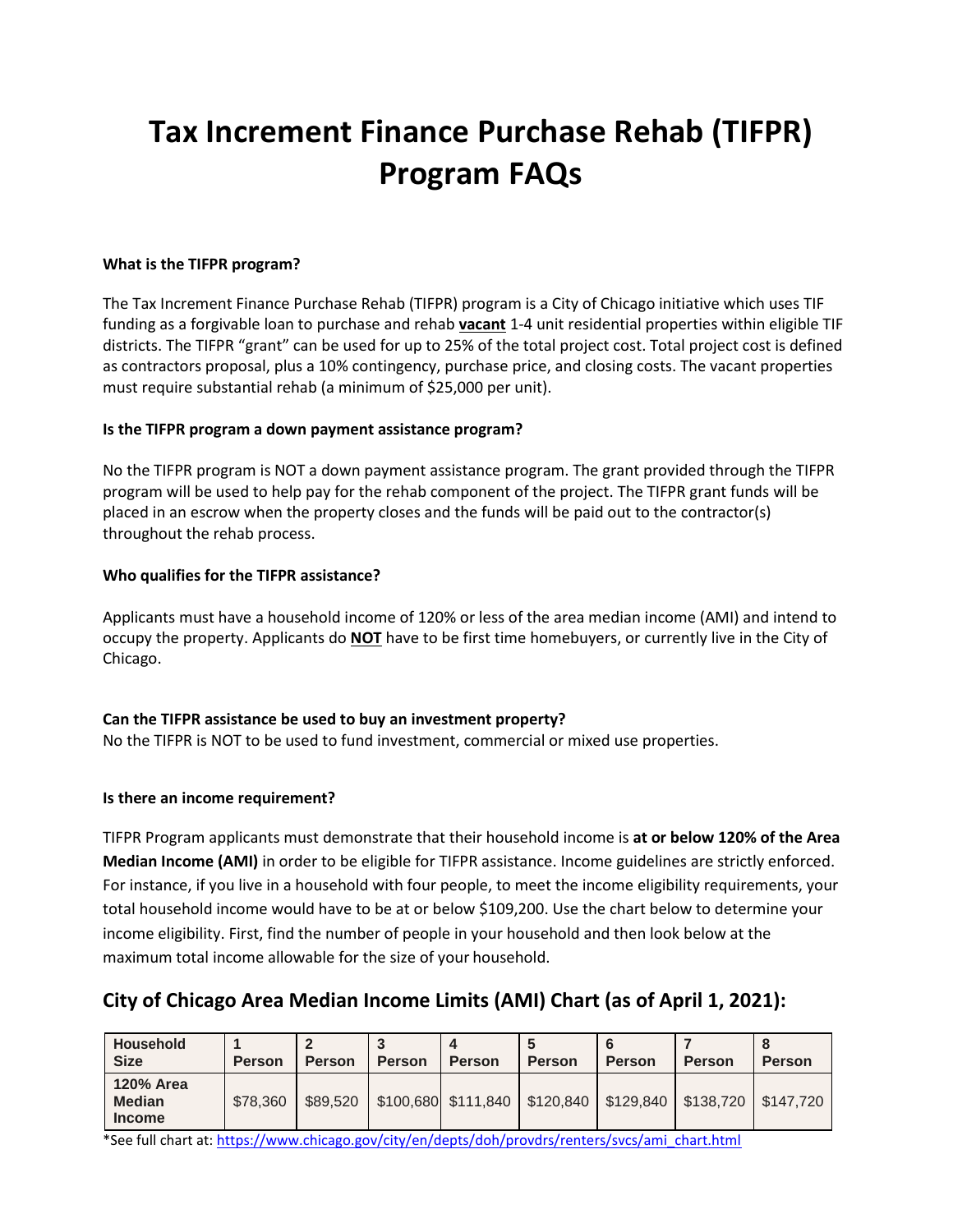# Tax Increment Finance Purchase Rehab (TIFPR) Program FAQs

**What is the TIFPR program?**

The Tax Increment Finance Purchase Rehab (TIFPR) program is a City of Chicago initiative which uses TIF funding as a forgivable loan to purchase and rehab **vacant** 1-4 unit residential properties within eligible TIF districts. The TIFPR "grant" can be used for up to 25% of the total project cost. Total project cost is defined as contractors proposal, plus a 10% contingency, purchase price, and closing costs. The vacant properties must require substantial rehab (a minimum of $25,000 per unit).

**Is the TIFPR program a down payment assistance program?**

No the TIFPR program is NOT a down payment assistance program. The grant provided through the TIFPR program will be used to help pay for the rehab component of the project. The TIFPR grant funds will be placed in an escrow when the property closes and the funds will be paid out to the contractor(s) throughout the rehab process.

**Who qualifies for the TIFPR assistance?**

Applicants must have a household income of 120% or less of the area median income (AMI) and intend to occupy the property. Applicants do **NOT** have to be first time homebuyers, or currently live in the City of Chicago.

**Can the TIFPR assistance be used to buy an investment property?**

No the TIFPR is NOT to be used to fund investment, commercial or mixed use properties.

**Is there an income requirement?**

TIFPR Program applicants must demonstrate that their household income is **at or below 120% of the Area Median Income (AMI)** in order to be eligible for TIFPR assistance. Income guidelines are strictly enforced. For instance, if you live in a household with four people, to meet the income eligibility requirements, your total household income would have to be at or below $109,200. Use the chart below to determine your income eligibility. First, find the number of people in your household and then look below at the maximum total income allowable for the size of your household.

## City of Chicago Area Median Income Limits (AMI) Chart (as of April 1, 2021):

| Household Size | 1 Person | 2 Person | 3 Person | 4 Person | 5 Person | 6 Person | 7 Person | 8 Person |
|---|---|---|---|---|---|---|---|---|
| 120% Area Median Income | $78,360 | $89,520 | $100,680 | $111,840 | $120,840 | $129,840 | $138,720 | $147,720 |

*See full chart at: https://www.chicago.gov/city/en/depts/doh/provdrs/renters/svcs/ami_chart.html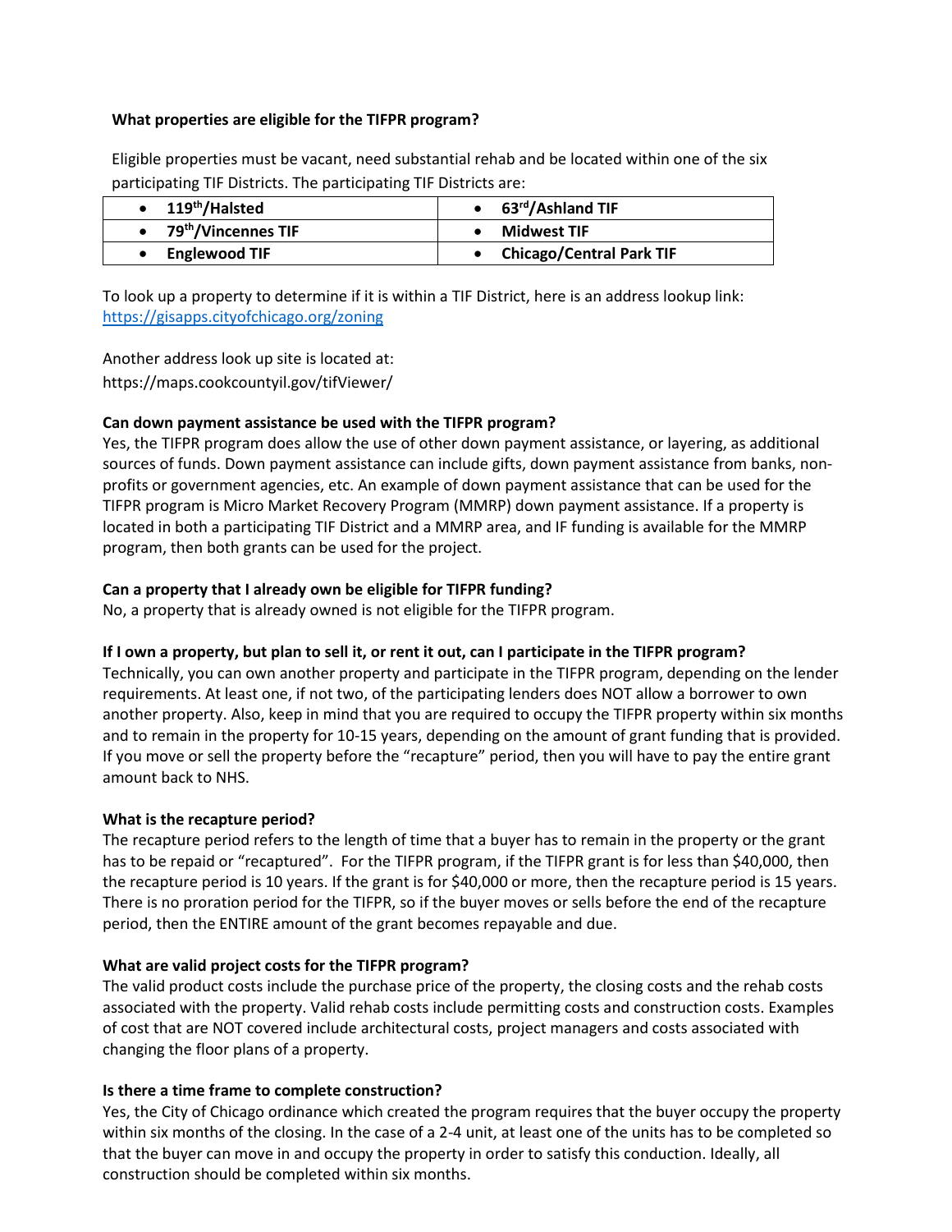**What properties are eligible for the TIFPR program?**

Eligible properties must be vacant, need substantial rehab and be located within one of the six participating TIF Districts. The participating TIF Districts are:

| | |
|---|---|
| • **119th/Halsted** | • **63rd/Ashland TIF** |
| • **79th/Vincennes TIF** | • **Midwest TIF** |
| • **Englewood TIF** | • **Chicago/Central Park TIF** |

To look up a property to determine if it is within a TIF District, here is an address lookup link: https://gisapps.cityofchicago.org/zoning

Another address look up site is located at:
https://maps.cookcountyil.gov/tifViewer/

**Can down payment assistance be used with the TIFPR program?**

Yes, the TIFPR program does allow the use of other down payment assistance, or layering, as additional sources of funds. Down payment assistance can include gifts, down payment assistance from banks, non-profits or government agencies, etc. An example of down payment assistance that can be used for the TIFPR program is Micro Market Recovery Program (MMRP) down payment assistance. If a property is located in both a participating TIF District and a MMRP area, and IF funding is available for the MMRP program, then both grants can be used for the project.

**Can a property that I already own be eligible for TIFPR funding?**

No, a property that is already owned is not eligible for the TIFPR program.

**If I own a property, but plan to sell it, or rent it out, can I participate in the TIFPR program?**

Technically, you can own another property and participate in the TIFPR program, depending on the lender requirements. At least one, if not two, of the participating lenders does NOT allow a borrower to own another property. Also, keep in mind that you are required to occupy the TIFPR property within six months and to remain in the property for 10-15 years, depending on the amount of grant funding that is provided. If you move or sell the property before the "recapture" period, then you will have to pay the entire grant amount back to NHS.

**What is the recapture period?**

The recapture period refers to the length of time that a buyer has to remain in the property or the grant has to be repaid or "recaptured". For the TIFPR program, if the TIFPR grant is for less than $40,000, then the recapture period is 10 years. If the grant is for $40,000 or more, then the recapture period is 15 years. There is no proration period for the TIFPR, so if the buyer moves or sells before the end of the recapture period, then the ENTIRE amount of the grant becomes repayable and due.

**What are valid project costs for the TIFPR program?**

The valid product costs include the purchase price of the property, the closing costs and the rehab costs associated with the property. Valid rehab costs include permitting costs and construction costs. Examples of cost that are NOT covered include architectural costs, project managers and costs associated with changing the floor plans of a property.

**Is there a time frame to complete construction?**

Yes, the City of Chicago ordinance which created the program requires that the buyer occupy the property within six months of the closing. In the case of a 2-4 unit, at least one of the units has to be completed so that the buyer can move in and occupy the property in order to satisfy this conduction. Ideally, all construction should be completed within six months.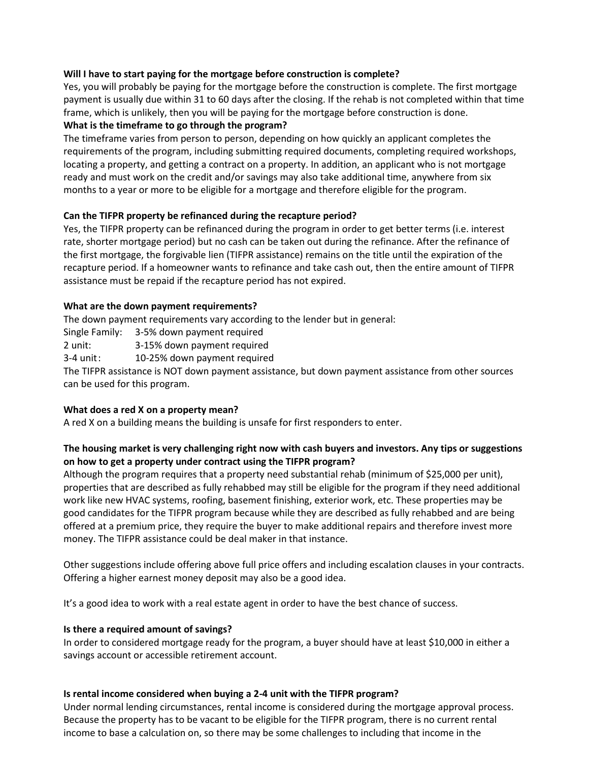**Will I have to start paying for the mortgage before construction is complete?**
Yes, you will probably be paying for the mortgage before the construction is complete. The first mortgage payment is usually due within 31 to 60 days after the closing. If the rehab is not completed within that time frame, which is unlikely, then you will be paying for the mortgage before construction is done.

**What is the timeframe to go through the program?**
The timeframe varies from person to person, depending on how quickly an applicant completes the requirements of the program, including submitting required documents, completing required workshops, locating a property, and getting a contract on a property. In addition, an applicant who is not mortgage ready and must work on the credit and/or savings may also take additional time, anywhere from six months to a year or more to be eligible for a mortgage and therefore eligible for the program.

**Can the TIFPR property be refinanced during the recapture period?**
Yes, the TIFPR property can be refinanced during the program in order to get better terms (i.e. interest rate, shorter mortgage period) but no cash can be taken out during the refinance. After the refinance of the first mortgage, the forgivable lien (TIFPR assistance) remains on the title until the expiration of the recapture period. If a homeowner wants to refinance and take cash out, then the entire amount of TIFPR assistance must be repaid if the recapture period has not expired.

**What are the down payment requirements?**
The down payment requirements vary according to the lender but in general:

Single Family: 3-5% down payment required
2 unit: 3-15% down payment required
3-4 unit: 10-25% down payment required

The TIFPR assistance is NOT down payment assistance, but down payment assistance from other sources can be used for this program.

**What does a red X on a property mean?**
A red X on a building means the building is unsafe for first responders to enter.

**The housing market is very challenging right now with cash buyers and investors. Any tips or suggestions on how to get a property under contract using the TIFPR program?**
Although the program requires that a property need substantial rehab (minimum of $25,000 per unit), properties that are described as fully rehabbed may still be eligible for the program if they need additional work like new HVAC systems, roofing, basement finishing, exterior work, etc. These properties may be good candidates for the TIFPR program because while they are described as fully rehabbed and are being offered at a premium price, they require the buyer to make additional repairs and therefore invest more money. The TIFPR assistance could be deal maker in that instance.

Other suggestions include offering above full price offers and including escalation clauses in your contracts. Offering a higher earnest money deposit may also be a good idea.

It's a good idea to work with a real estate agent in order to have the best chance of success.

**Is there a required amount of savings?**
In order to considered mortgage ready for the program, a buyer should have at least $10,000 in either a savings account or accessible retirement account.

**Is rental income considered when buying a 2-4 unit with the TIFPR program?**
Under normal lending circumstances, rental income is considered during the mortgage approval process. Because the property has to be vacant to be eligible for the TIFPR program, there is no current rental income to base a calculation on, so there may be some challenges to including that income in the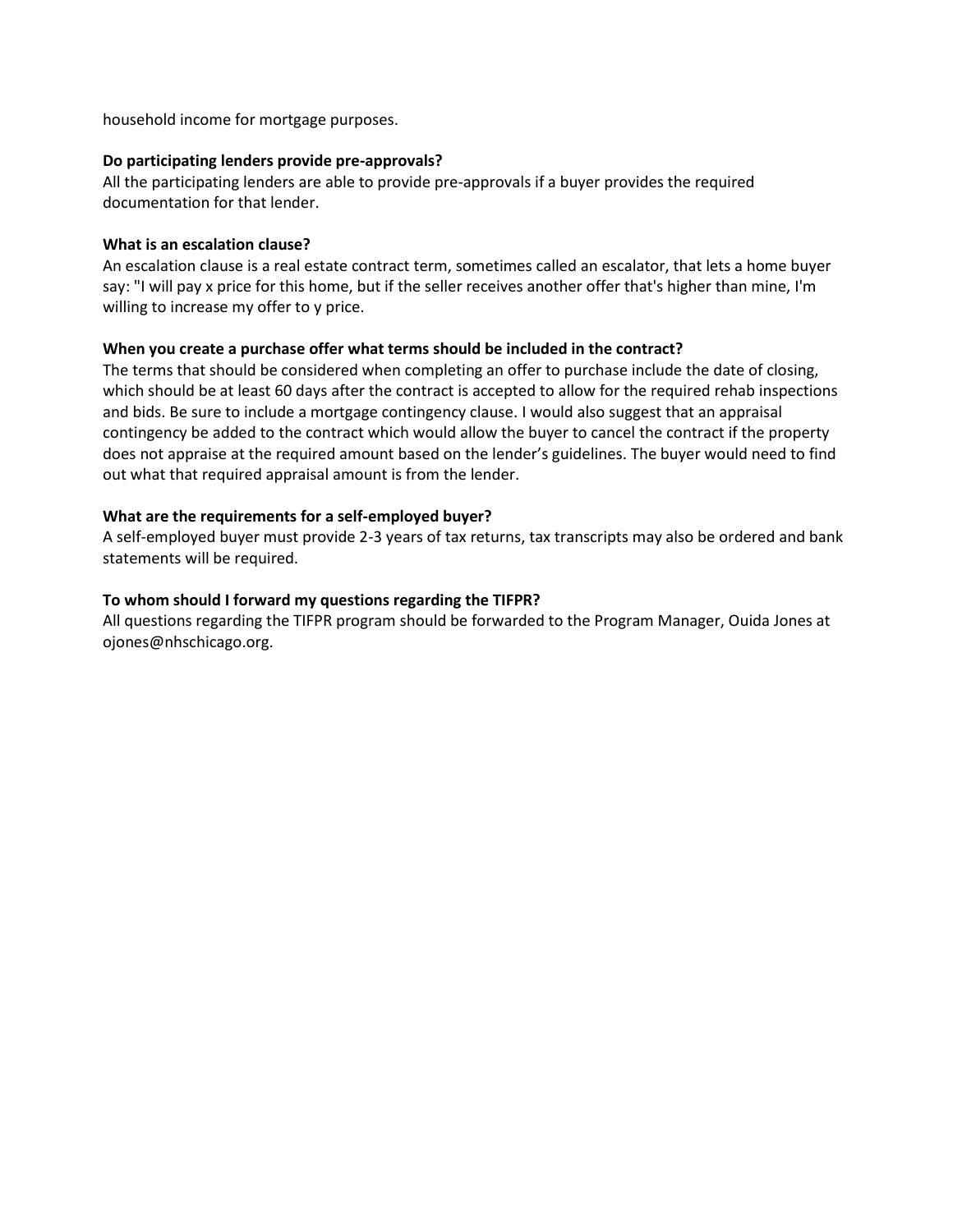household income for mortgage purposes.

**Do participating lenders provide pre-approvals?**

All the participating lenders are able to provide pre-approvals if a buyer provides the required documentation for that lender.

**What is an escalation clause?**

An escalation clause is a real estate contract term, sometimes called an escalator, that lets a home buyer say: "I will pay x price for this home, but if the seller receives another offer that's higher than mine, I'm willing to increase my offer to y price.

**When you create a purchase offer what terms should be included in the contract?**

The terms that should be considered when completing an offer to purchase include the date of closing, which should be at least 60 days after the contract is accepted to allow for the required rehab inspections and bids. Be sure to include a mortgage contingency clause. I would also suggest that an appraisal contingency be added to the contract which would allow the buyer to cancel the contract if the property does not appraise at the required amount based on the lender's guidelines. The buyer would need to find out what that required appraisal amount is from the lender.

**What are the requirements for a self-employed buyer?**

A self-employed buyer must provide 2-3 years of tax returns, tax transcripts may also be ordered and bank statements will be required.

**To whom should I forward my questions regarding the TIFPR?**

All questions regarding the TIFPR program should be forwarded to the Program Manager, Ouida Jones at ojones@nhschicago.org.